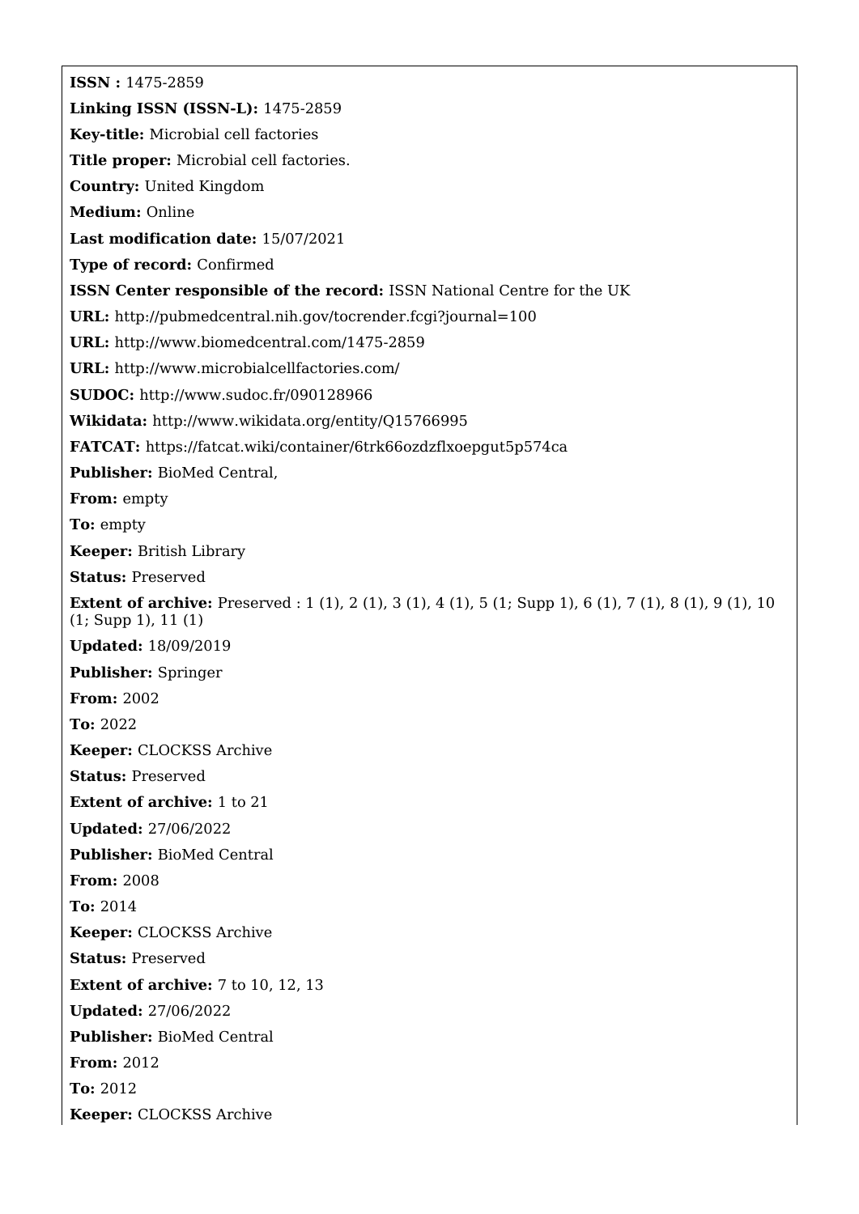**ISSN :** 1475-2859

**Linking ISSN (ISSN-L):** 1475-2859

**Key-title:** Microbial cell factories

**Title proper:** Microbial cell factories.

**Country:** United Kingdom

**Medium:** Online

**Last modification date:** 15/07/2021

**Type of record:** Confirmed

**ISSN Center responsible of the record:** ISSN National Centre for the UK

**URL:** http://pubmedcentral.nih.gov/tocrender.fcgi?journal=100

**URL:** http://www.biomedcentral.com/1475-2859

**URL:** http://www.microbialcellfactories.com/

**SUDOC:** http://www.sudoc.fr/090128966

**Wikidata:** http://www.wikidata.org/entity/Q15766995

**FATCAT:** https://fatcat.wiki/container/6trk66ozdzflxoepgut5p574ca

**Publisher:** BioMed Central,

**From:** empty

**To:** empty

**Keeper:** British Library

**Status:** Preserved

**Extent of archive:** Preserved : 1 (1), 2 (1), 3 (1), 4 (1), 5 (1; Supp 1), 6 (1), 7 (1), 8 (1), 9 (1), 10 (1; Supp 1), 11 (1)

**Updated:** 18/09/2019

**Publisher:** Springer

**From:** 2002

**To:** 2022

**Keeper:** CLOCKSS Archive

**Status:** Preserved

**Extent of archive:** 1 to 21

**Updated:** 27/06/2022

**Publisher:** BioMed Central

**From:** 2008

**To:** 2014

**Keeper:** CLOCKSS Archive

**Status:** Preserved

**Extent of archive:** 7 to 10, 12, 13

**Updated:** 27/06/2022

**Publisher:** BioMed Central

**From:** 2012

**To:** 2012

**Keeper:** CLOCKSS Archive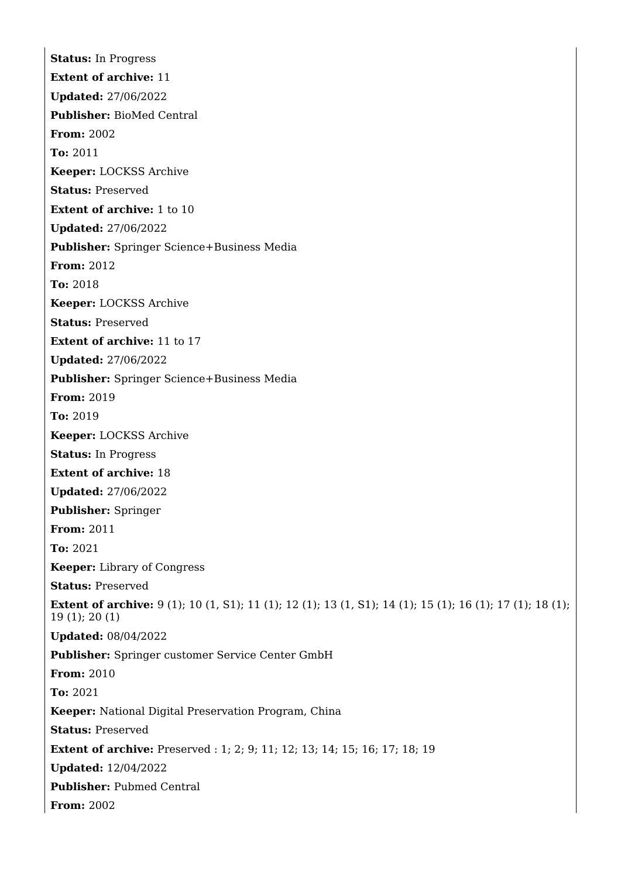**Status:** In Progress

**Extent of archive:** 11

**Updated:** 27/06/2022

**Publisher:** BioMed Central

**From:** 2002

**To:** 2011

**Keeper:** LOCKSS Archive

**Status:** Preserved

**Extent of archive:** 1 to 10

**Updated:** 27/06/2022

**Publisher:** Springer Science+Business Media

**From:** 2012

**To:** 2018

**Keeper:** LOCKSS Archive

**Status:** Preserved

**Extent of archive:** 11 to 17

**Updated:** 27/06/2022

**Publisher:** Springer Science+Business Media

**From:** 2019

**To:** 2019

**Keeper:** LOCKSS Archive

**Status:** In Progress

**Extent of archive:** 18

**Updated:** 27/06/2022

**Publisher:** Springer

**From:** 2011

**To:** 2021

**Keeper:** Library of Congress

**Status:** Preserved

**Extent of archive:** 9 (1); 10 (1, S1); 11 (1); 12 (1); 13 (1, S1); 14 (1); 15 (1); 16 (1); 17 (1); 18 (1); 19 (1); 20 (1)

**Updated:** 08/04/2022

**Publisher:** Springer customer Service Center GmbH

**From:** 2010

**To:** 2021

**Keeper:** National Digital Preservation Program, China

**Status:** Preserved

**Extent of archive:** Preserved : 1; 2; 9; 11; 12; 13; 14; 15; 16; 17; 18; 19

**Updated:** 12/04/2022

**Publisher:** Pubmed Central

**From:** 2002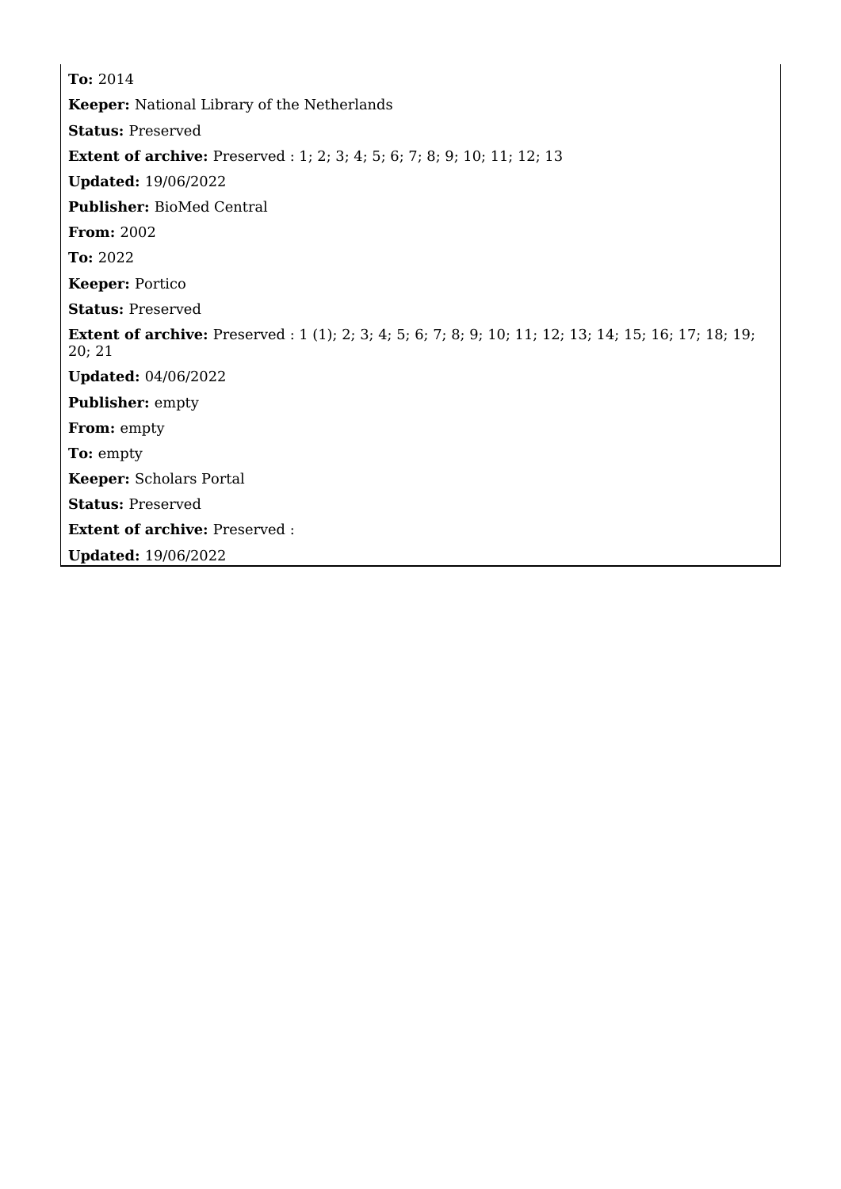**To:** 2014

**Keeper:** National Library of the Netherlands

**Status:** Preserved

**Extent of archive:** Preserved : 1; 2; 3; 4; 5; 6; 7; 8; 9; 10; 11; 12; 13

**Updated:** 19/06/2022

**Publisher:** BioMed Central

**From:** 2002

**To:** 2022

**Keeper:** Portico

**Status:** Preserved

**Extent of archive:** Preserved : 1 (1); 2; 3; 4; 5; 6; 7; 8; 9; 10; 11; 12; 13; 14; 15; 16; 17; 18; 19; 20; 21

**Updated:** 04/06/2022

**Publisher:** empty

**From:** empty

**To:** empty

**Keeper:** Scholars Portal

**Status:** Preserved

**Extent of archive:** Preserved :

**Updated:** 19/06/2022